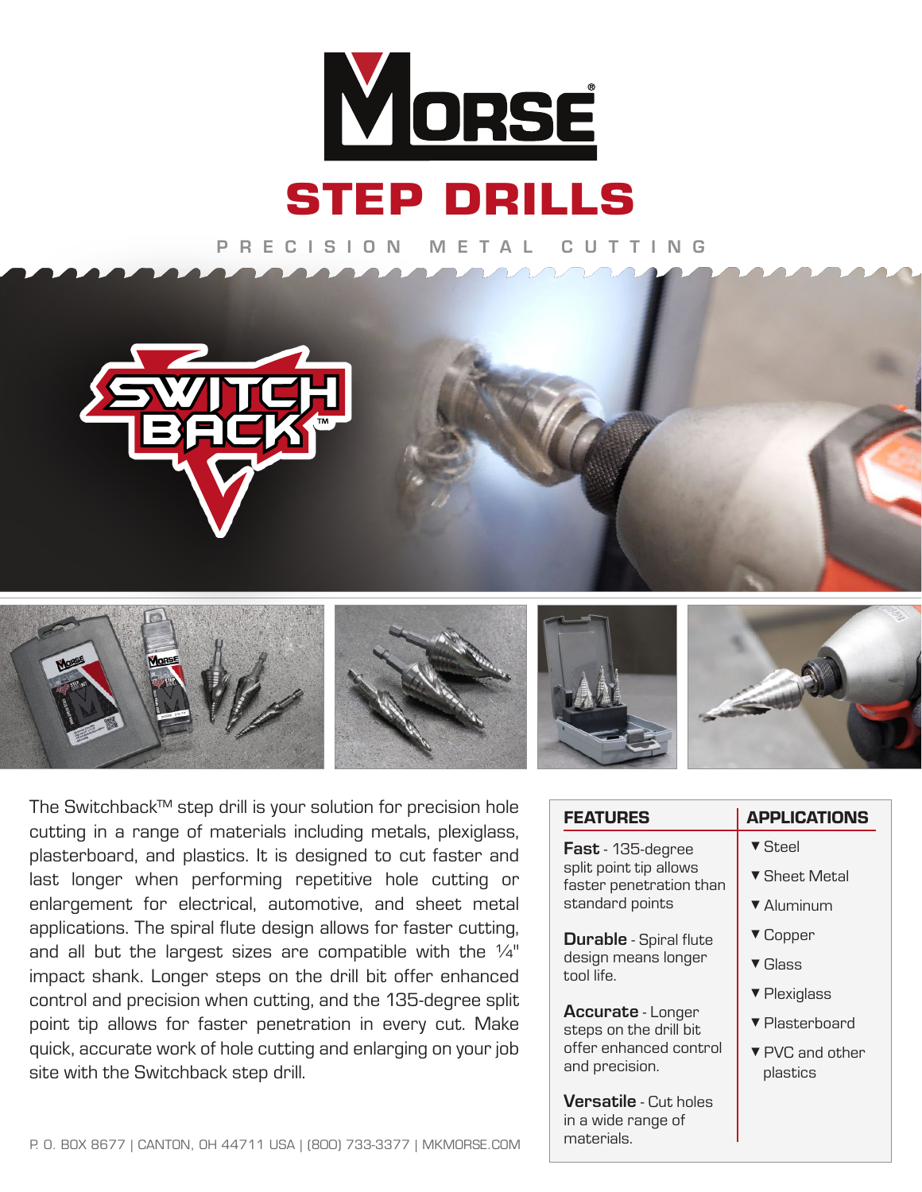# MORSE

## STEP DRILLS

PRECISION METAL CUTTING

SWITCH BACK™

The Switchback™ step drill is your solution for precision hole cutting in a range of materials including metals, plexiglass, plasterboard, and plastics. It is designed to cut faster and last longer when performing repetitive hole cutting or enlargement for electrical, automotive, and sheet metal applications. The spiral flute design allows for faster cutting, and all but the largest sizes are compatible with the ¼" impact shank. Longer steps on the drill bit offer enhanced control and precision when cutting, and the 135-degree split point tip allows for faster penetration in every cut. Make quick, accurate work of hole cutting and enlarging on your job site with the Switchback step drill.

### FEATURES

**Fast** - 135-degree split point tip allows faster penetration than standard points

**Durable** - Spiral flute design means longer tool life.

**Accurate** - Longer steps on the drill bit offer enhanced control and precision.

**Versatile** - Cut holes in a wide range of materials.

### APPLICATIONS

- Steel
- Sheet Metal
- Aluminum
- Copper
- Glass
- Plexiglass
- Plasterboard
- PVC and other plastics

P. O. BOX 8677 | CANTON, OH 44711 USA | (800) 733-3377 | MKMORSE.COM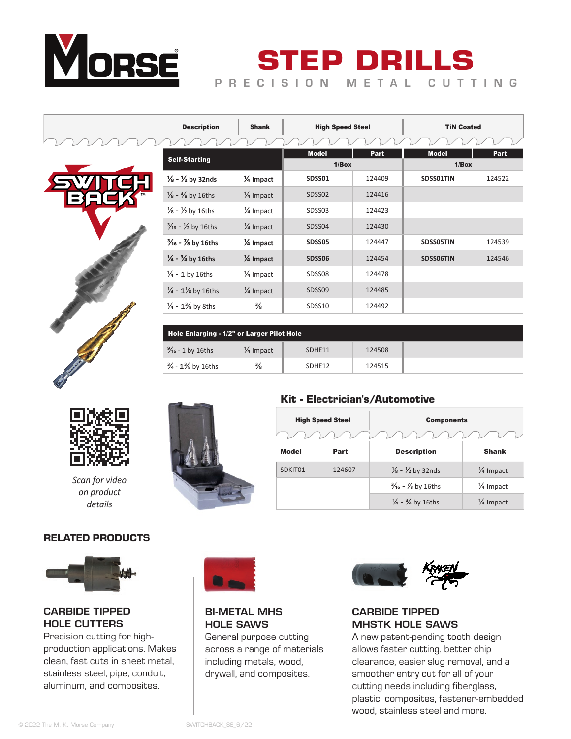# MORSE

# STEP DRILLS

PRECISION METAL CUTTING

SWITCH BACK™

| Description | Shank | High Speed Steel | | TiN Coated | |
|---|---|---|---|---|---|
| **Self-Starting** | | **Model** | **Part** | **Model** | **Part** |
| | | **1/Box** | | **1/Box** | |
| **⅛ - ½ by 32nds** | **¼ Impact** | **SDSS01** | 124409 | **SDSS01TIN** | 124522 |
| ⅛ - ⅜ by 16ths | ¼ Impact | SDSS02 | 124416 | | |
| ⅛ - ½ by 16ths | ¼ Impact | SDSS03 | 124423 | | |
| ³⁄₁₆ - ½ by 16ths | ¼ Impact | SDSS04 | 124430 | | |
| **³⁄₁₆ - ⅞ by 16ths** | **¼ Impact** | **SDSS05** | 124447 | **SDSS05TIN** | 124539 |
| **¼ - ¾ by 16ths** | **¼ Impact** | **SDSS06** | 124454 | **SDSS06TIN** | 124546 |
| ¼ - 1 by 16ths | ¼ Impact | SDSS08 | 124478 | | |
| ¼ - 1⅛ by 16ths | ¼ Impact | SDSS09 | 124485 | | |
| ¼ - 1⅜ by 8ths | ⅜ | SDSS10 | 124492 | | |
| **Hole Enlarging - 1/2" or Larger Pilot Hole** | | | | | |
| ⁹⁄₁₆ - 1 by 16ths | ¼ Impact | SDHE11 | 124508 | | |
| ¾ - 1⅜ by 16ths | ⅜ | SDHE12 | 124515 | | |

*Scan for video on product details*

## Kit - Electrician's/Automotive

| High Speed Steel | | Components | |
|---|---|---|---|
| **Model** | **Part** | **Description** | **Shank** |
| SDKIT01 | 124607 | ⅛ - ½ by 32nds | ¼ Impact |
| | | ³⁄₁₆ - ⅞ by 16ths | ¼ Impact |
| | | ¼ - ¾ by 16ths | ¼ Impact |

## RELATED PRODUCTS

### CARBIDE TIPPED HOLE CUTTERS

Precision cutting for high-production applications. Makes clean, fast cuts in sheet metal, stainless steel, pipe, conduit, aluminum, and composites.

### BI-METAL MHS HOLE SAWS

General purpose cutting across a range of materials including metals, wood, drywall, and composites.

### CARBIDE TIPPED MHSTK HOLE SAWS

KRAKEN

A new patent-pending tooth design allows faster cutting, better chip clearance, easier slug removal, and a smoother entry cut for all of your cutting needs including fiberglass, plastic, composites, fastener-embedded wood, stainless steel and more.

© 2022 The M. K. Morse Company    SWITCHBACK_SS_6/22